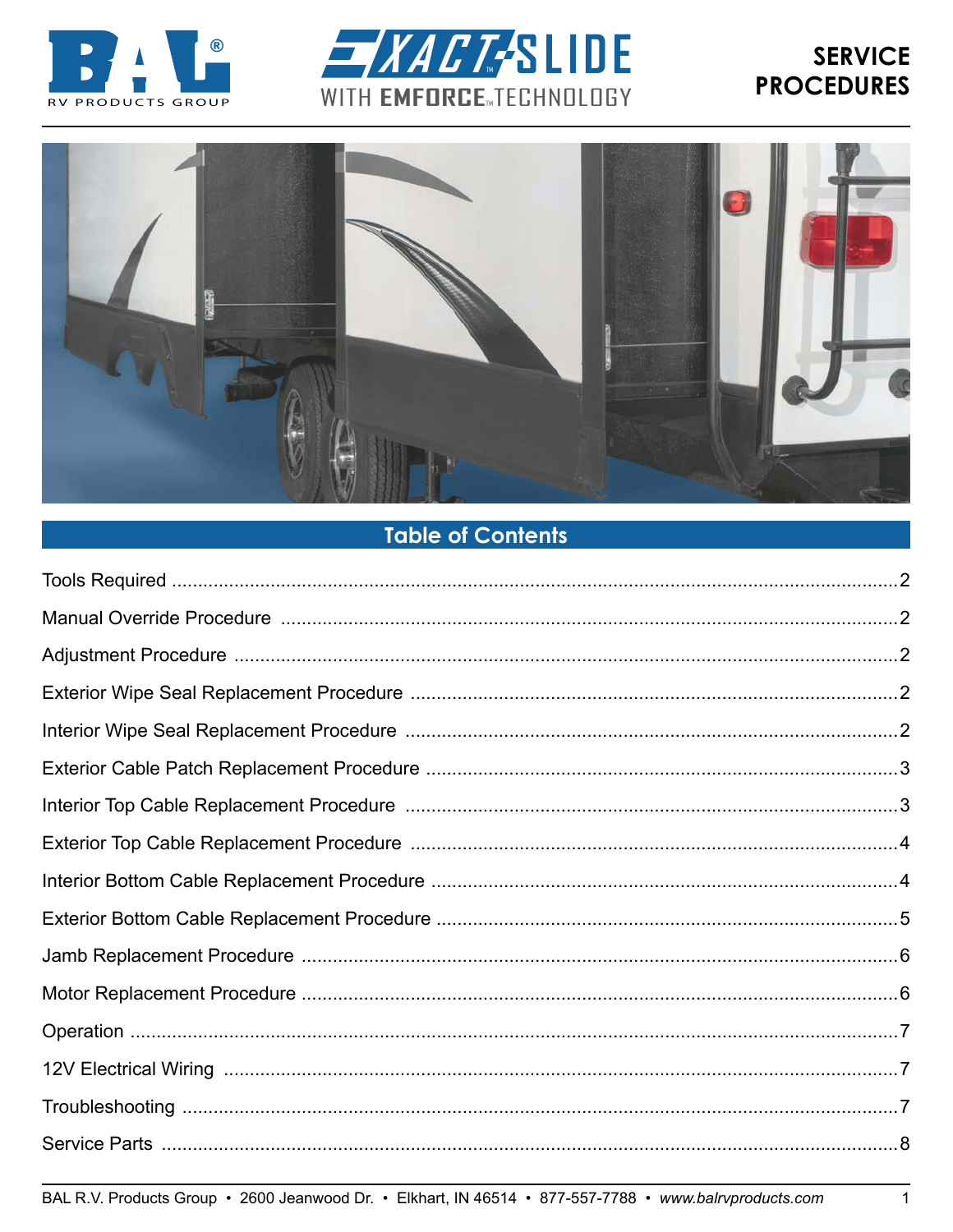BAL® RV PRODUCTS GROUP

EXACT-SLIDE™ WITH EMFORCE™ TECHNOLOGY

# SERVICE PROCEDURES

## Table of Contents

| | |
|---|---|
| Tools Required | 2 |
| Manual Override Procedure | 2 |
| Adjustment Procedure | 2 |
| Exterior Wipe Seal Replacement Procedure | 2 |
| Interior Wipe Seal Replacement Procedure | 2 |
| Exterior Cable Patch Replacement Procedure | 3 |
| Interior Top Cable Replacement Procedure | 3 |
| Exterior Top Cable Replacement Procedure | 4 |
| Interior Bottom Cable Replacement Procedure | 4 |
| Exterior Bottom Cable Replacement Procedure | 5 |
| Jamb Replacement Procedure | 6 |
| Motor Replacement Procedure | 6 |
| Operation | 7 |
| 12V Electrical Wiring | 7 |
| Troubleshooting | 7 |
| Service Parts | 8 |

BAL R.V. Products Group • 2600 Jeanwood Dr. • Elkhart, IN 46514 • 877-557-7788 • *www.balrvproducts.com*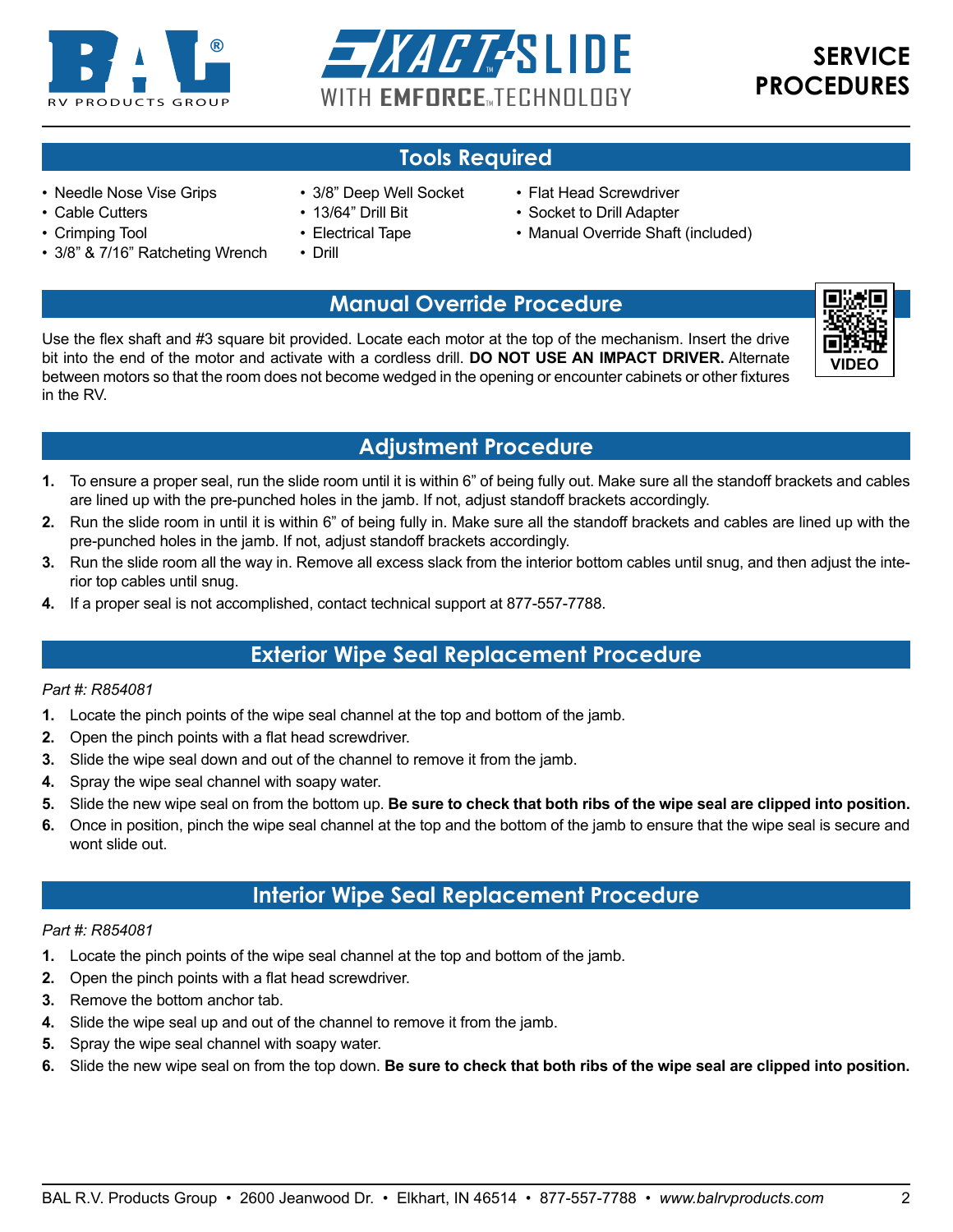# SERVICE PROCEDURES

## Tools Required

- Needle Nose Vise Grips
- Cable Cutters
- Crimping Tool
- 3/8" & 7/16" Ratcheting Wrench
- 3/8" Deep Well Socket
- 13/64" Drill Bit
- Electrical Tape
- Drill
- Flat Head Screwdriver
- Socket to Drill Adapter
- Manual Override Shaft (included)

## Manual Override Procedure

VIDEO

Use the flex shaft and #3 square bit provided. Locate each motor at the top of the mechanism. Insert the drive bit into the end of the motor and activate with a cordless drill. **DO NOT USE AN IMPACT DRIVER.** Alternate between motors so that the room does not become wedged in the opening or encounter cabinets or other fixtures in the RV.

## Adjustment Procedure

1. To ensure a proper seal, run the slide room until it is within 6" of being fully out. Make sure all the standoff brackets and cables are lined up with the pre-punched holes in the jamb. If not, adjust standoff brackets accordingly.
2. Run the slide room in until it is within 6" of being fully in. Make sure all the standoff brackets and cables are lined up with the pre-punched holes in the jamb. If not, adjust standoff brackets accordingly.
3. Run the slide room all the way in. Remove all excess slack from the interior bottom cables until snug, and then adjust the interior top cables until snug.
4. If a proper seal is not accomplished, contact technical support at 877-557-7788.

## Exterior Wipe Seal Replacement Procedure

*Part #: R854081*

1. Locate the pinch points of the wipe seal channel at the top and bottom of the jamb.
2. Open the pinch points with a flat head screwdriver.
3. Slide the wipe seal down and out of the channel to remove it from the jamb.
4. Spray the wipe seal channel with soapy water.
5. Slide the new wipe seal on from the bottom up. **Be sure to check that both ribs of the wipe seal are clipped into position.**
6. Once in position, pinch the wipe seal channel at the top and the bottom of the jamb to ensure that the wipe seal is secure and wont slide out.

## Interior Wipe Seal Replacement Procedure

*Part #: R854081*

1. Locate the pinch points of the wipe seal channel at the top and bottom of the jamb.
2. Open the pinch points with a flat head screwdriver.
3. Remove the bottom anchor tab.
4. Slide the wipe seal up and out of the channel to remove it from the jamb.
5. Spray the wipe seal channel with soapy water.
6. Slide the new wipe seal on from the top down. **Be sure to check that both ribs of the wipe seal are clipped into position.**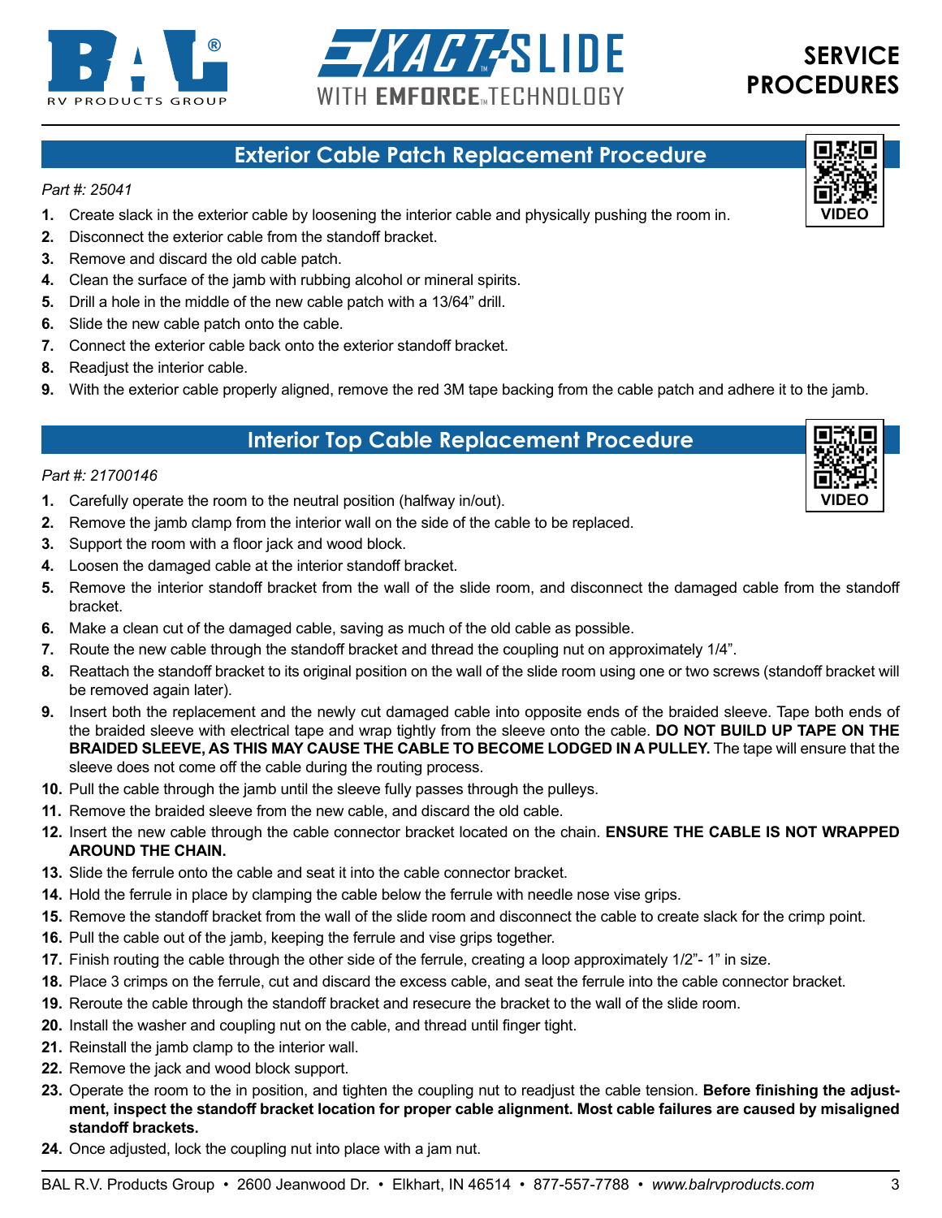## Exterior Cable Patch Replacement Procedure

VIDEO

*Part #: 25041*

1. Create slack in the exterior cable by loosening the interior cable and physically pushing the room in.
2. Disconnect the exterior cable from the standoff bracket.
3. Remove and discard the old cable patch.
4. Clean the surface of the jamb with rubbing alcohol or mineral spirits.
5. Drill a hole in the middle of the new cable patch with a 13/64" drill.
6. Slide the new cable patch onto the cable.
7. Connect the exterior cable back onto the exterior standoff bracket.
8. Readjust the interior cable.
9. With the exterior cable properly aligned, remove the red 3M tape backing from the cable patch and adhere it to the jamb.

## Interior Top Cable Replacement Procedure

VIDEO

*Part #: 21700146*

1. Carefully operate the room to the neutral position (halfway in/out).
2. Remove the jamb clamp from the interior wall on the side of the cable to be replaced.
3. Support the room with a floor jack and wood block.
4. Loosen the damaged cable at the interior standoff bracket.
5. Remove the interior standoff bracket from the wall of the slide room, and disconnect the damaged cable from the standoff bracket.
6. Make a clean cut of the damaged cable, saving as much of the old cable as possible.
7. Route the new cable through the standoff bracket and thread the coupling nut on approximately 1/4".
8. Reattach the standoff bracket to its original position on the wall of the slide room using one or two screws (standoff bracket will be removed again later).
9. Insert both the replacement and the newly cut damaged cable into opposite ends of the braided sleeve. Tape both ends of the braided sleeve with electrical tape and wrap tightly from the sleeve onto the cable. **DO NOT BUILD UP TAPE ON THE BRAIDED SLEEVE, AS THIS MAY CAUSE THE CABLE TO BECOME LODGED IN A PULLEY.** The tape will ensure that the sleeve does not come off the cable during the routing process.
10. Pull the cable through the jamb until the sleeve fully passes through the pulleys.
11. Remove the braided sleeve from the new cable, and discard the old cable.
12. Insert the new cable through the cable connector bracket located on the chain. **ENSURE THE CABLE IS NOT WRAPPED AROUND THE CHAIN.**
13. Slide the ferrule onto the cable and seat it into the cable connector bracket.
14. Hold the ferrule in place by clamping the cable below the ferrule with needle nose vise grips.
15. Remove the standoff bracket from the wall of the slide room and disconnect the cable to create slack for the crimp point.
16. Pull the cable out of the jamb, keeping the ferrule and vise grips together.
17. Finish routing the cable through the other side of the ferrule, creating a loop approximately 1/2"- 1" in size.
18. Place 3 crimps on the ferrule, cut and discard the excess cable, and seat the ferrule into the cable connector bracket.
19. Reroute the cable through the standoff bracket and resecure the bracket to the wall of the slide room.
20. Install the washer and coupling nut on the cable, and thread until finger tight.
21. Reinstall the jamb clamp to the interior wall.
22. Remove the jack and wood block support.
23. Operate the room to the in position, and tighten the coupling nut to readjust the cable tension. **Before finishing the adjustment, inspect the standoff bracket location for proper cable alignment. Most cable failures are caused by misaligned standoff brackets.**
24. Once adjusted, lock the coupling nut into place with a jam nut.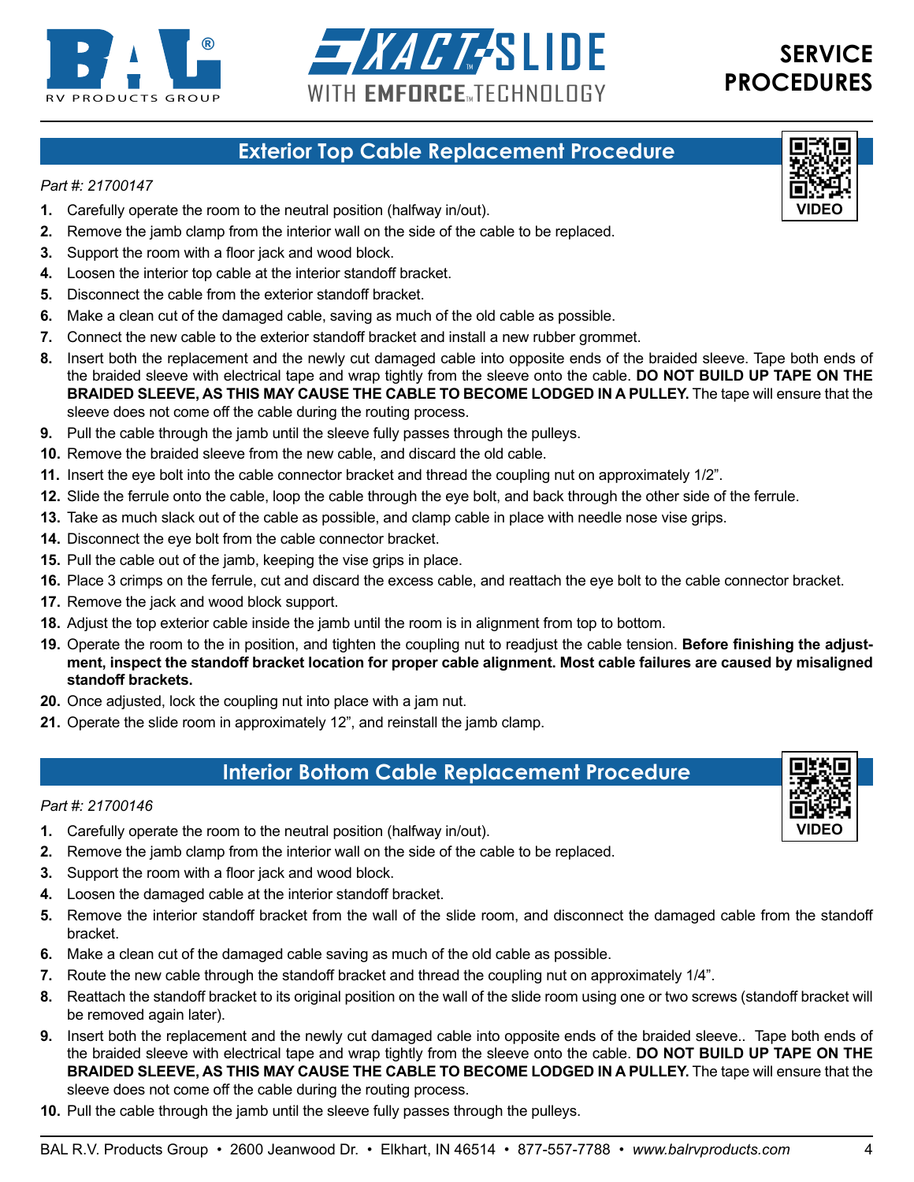## Exterior Top Cable Replacement Procedure

VIDEO

*Part #: 21700147*

1. Carefully operate the room to the neutral position (halfway in/out).
2. Remove the jamb clamp from the interior wall on the side of the cable to be replaced.
3. Support the room with a floor jack and wood block.
4. Loosen the interior top cable at the interior standoff bracket.
5. Disconnect the cable from the exterior standoff bracket.
6. Make a clean cut of the damaged cable, saving as much of the old cable as possible.
7. Connect the new cable to the exterior standoff bracket and install a new rubber grommet.
8. Insert both the replacement and the newly cut damaged cable into opposite ends of the braided sleeve. Tape both ends of the braided sleeve with electrical tape and wrap tightly from the sleeve onto the cable. **DO NOT BUILD UP TAPE ON THE BRAIDED SLEEVE, AS THIS MAY CAUSE THE CABLE TO BECOME LODGED IN A PULLEY.** The tape will ensure that the sleeve does not come off the cable during the routing process.
9. Pull the cable through the jamb until the sleeve fully passes through the pulleys.
10. Remove the braided sleeve from the new cable, and discard the old cable.
11. Insert the eye bolt into the cable connector bracket and thread the coupling nut on approximately 1/2”.
12. Slide the ferrule onto the cable, loop the cable through the eye bolt, and back through the other side of the ferrule.
13. Take as much slack out of the cable as possible, and clamp cable in place with needle nose vise grips.
14. Disconnect the eye bolt from the cable connector bracket.
15. Pull the cable out of the jamb, keeping the vise grips in place.
16. Place 3 crimps on the ferrule, cut and discard the excess cable, and reattach the eye bolt to the cable connector bracket.
17. Remove the jack and wood block support.
18. Adjust the top exterior cable inside the jamb until the room is in alignment from top to bottom.
19. Operate the room to the in position, and tighten the coupling nut to readjust the cable tension. **Before finishing the adjustment, inspect the standoff bracket location for proper cable alignment. Most cable failures are caused by misaligned standoff brackets.**
20. Once adjusted, lock the coupling nut into place with a jam nut.
21. Operate the slide room in approximately 12”, and reinstall the jamb clamp.

## Interior Bottom Cable Replacement Procedure

VIDEO

*Part #: 21700146*

1. Carefully operate the room to the neutral position (halfway in/out).
2. Remove the jamb clamp from the interior wall on the side of the cable to be replaced.
3. Support the room with a floor jack and wood block.
4. Loosen the damaged cable at the interior standoff bracket.
5. Remove the interior standoff bracket from the wall of the slide room, and disconnect the damaged cable from the standoff bracket.
6. Make a clean cut of the damaged cable saving as much of the old cable as possible.
7. Route the new cable through the standoff bracket and thread the coupling nut on approximately 1/4”.
8. Reattach the standoff bracket to its original position on the wall of the slide room using one or two screws (standoff bracket will be removed again later).
9. Insert both the replacement and the newly cut damaged cable into opposite ends of the braided sleeve.. Tape both ends of the braided sleeve with electrical tape and wrap tightly from the sleeve onto the cable. **DO NOT BUILD UP TAPE ON THE BRAIDED SLEEVE, AS THIS MAY CAUSE THE CABLE TO BECOME LODGED IN A PULLEY.** The tape will ensure that the sleeve does not come off the cable during the routing process.
10. Pull the cable through the jamb until the sleeve fully passes through the pulleys.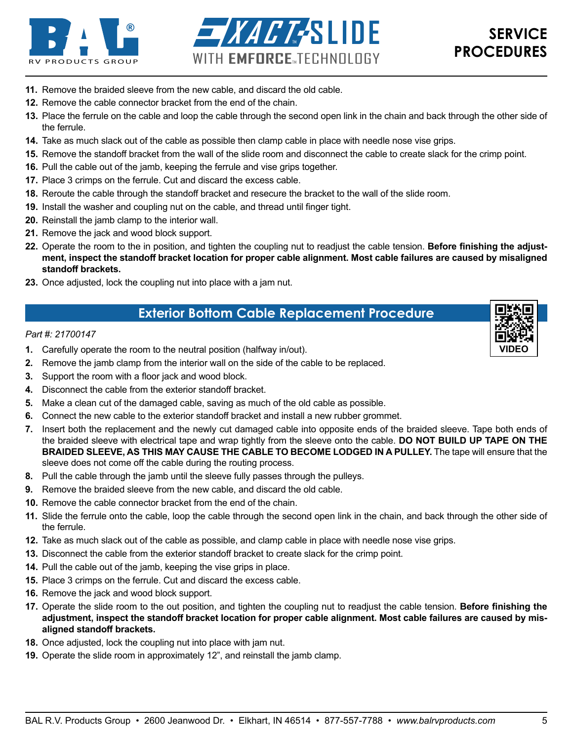11. Remove the braided sleeve from the new cable, and discard the old cable.
12. Remove the cable connector bracket from the end of the chain.
13. Place the ferrule on the cable and loop the cable through the second open link in the chain and back through the other side of the ferrule.
14. Take as much slack out of the cable as possible then clamp cable in place with needle nose vise grips.
15. Remove the standoff bracket from the wall of the slide room and disconnect the cable to create slack for the crimp point.
16. Pull the cable out of the jamb, keeping the ferrule and vise grips together.
17. Place 3 crimps on the ferrule. Cut and discard the excess cable.
18. Reroute the cable through the standoff bracket and resecure the bracket to the wall of the slide room.
19. Install the washer and coupling nut on the cable, and thread until finger tight.
20. Reinstall the jamb clamp to the interior wall.
21. Remove the jack and wood block support.
22. Operate the room to the in position, and tighten the coupling nut to readjust the cable tension. **Before finishing the adjustment, inspect the standoff bracket location for proper cable alignment. Most cable failures are caused by misaligned standoff brackets.**
23. Once adjusted, lock the coupling nut into place with a jam nut.

## Exterior Bottom Cable Replacement Procedure

VIDEO

*Part #: 21700147*

1. Carefully operate the room to the neutral position (halfway in/out).
2. Remove the jamb clamp from the interior wall on the side of the cable to be replaced.
3. Support the room with a floor jack and wood block.
4. Disconnect the cable from the exterior standoff bracket.
5. Make a clean cut of the damaged cable, saving as much of the old cable as possible.
6. Connect the new cable to the exterior standoff bracket and install a new rubber grommet.
7. Insert both the replacement and the newly cut damaged cable into opposite ends of the braided sleeve. Tape both ends of the braided sleeve with electrical tape and wrap tightly from the sleeve onto the cable. **DO NOT BUILD UP TAPE ON THE BRAIDED SLEEVE, AS THIS MAY CAUSE THE CABLE TO BECOME LODGED IN A PULLEY.** The tape will ensure that the sleeve does not come off the cable during the routing process.
8. Pull the cable through the jamb until the sleeve fully passes through the pulleys.
9. Remove the braided sleeve from the new cable, and discard the old cable.
10. Remove the cable connector bracket from the end of the chain.
11. Slide the ferrule onto the cable, loop the cable through the second open link in the chain, and back through the other side of the ferrule.
12. Take as much slack out of the cable as possible, and clamp cable in place with needle nose vise grips.
13. Disconnect the cable from the exterior standoff bracket to create slack for the crimp point.
14. Pull the cable out of the jamb, keeping the vise grips in place.
15. Place 3 crimps on the ferrule. Cut and discard the excess cable.
16. Remove the jack and wood block support.
17. Operate the slide room to the out position, and tighten the coupling nut to readjust the cable tension. **Before finishing the adjustment, inspect the standoff bracket location for proper cable alignment. Most cable failures are caused by misaligned standoff brackets.**
18. Once adjusted, lock the coupling nut into place with jam nut.
19. Operate the slide room in approximately 12”, and reinstall the jamb clamp.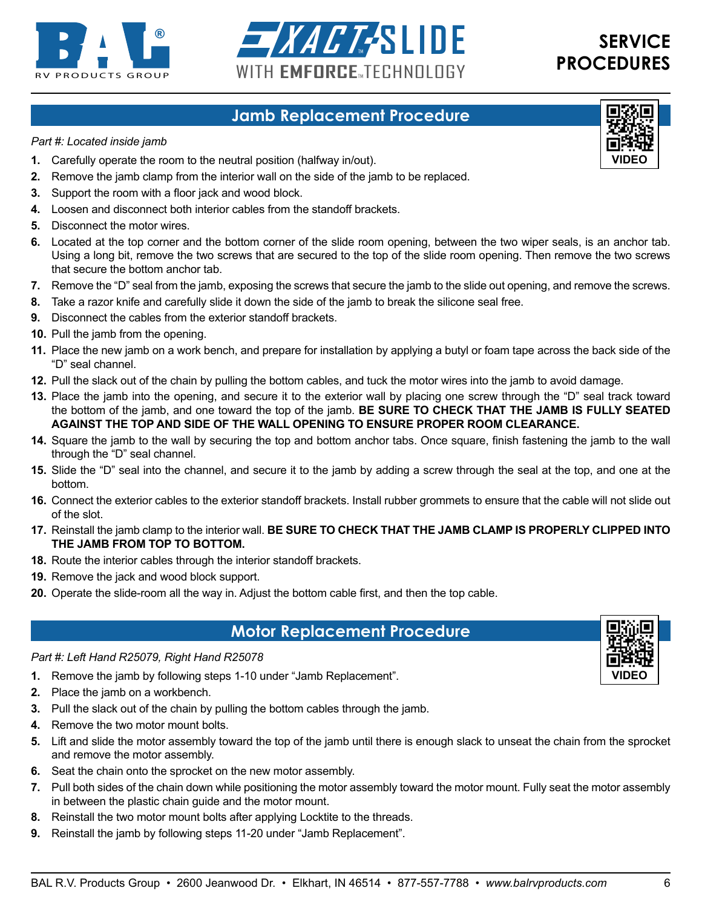# SERVICE PROCEDURES

## Jamb Replacement Procedure

VIDEO

*Part #: Located inside jamb*

1. Carefully operate the room to the neutral position (halfway in/out).
2. Remove the jamb clamp from the interior wall on the side of the jamb to be replaced.
3. Support the room with a floor jack and wood block.
4. Loosen and disconnect both interior cables from the standoff brackets.
5. Disconnect the motor wires.
6. Located at the top corner and the bottom corner of the slide room opening, between the two wiper seals, is an anchor tab. Using a long bit, remove the two screws that are secured to the top of the slide room opening. Then remove the two screws that secure the bottom anchor tab.
7. Remove the "D" seal from the jamb, exposing the screws that secure the jamb to the slide out opening, and remove the screws.
8. Take a razor knife and carefully slide it down the side of the jamb to break the silicone seal free.
9. Disconnect the cables from the exterior standoff brackets.
10. Pull the jamb from the opening.
11. Place the new jamb on a work bench, and prepare for installation by applying a butyl or foam tape across the back side of the "D" seal channel.
12. Pull the slack out of the chain by pulling the bottom cables, and tuck the motor wires into the jamb to avoid damage.
13. Place the jamb into the opening, and secure it to the exterior wall by placing one screw through the "D" seal track toward the bottom of the jamb, and one toward the top of the jamb. **BE SURE TO CHECK THAT THE JAMB IS FULLY SEATED AGAINST THE TOP AND SIDE OF THE WALL OPENING TO ENSURE PROPER ROOM CLEARANCE.**
14. Square the jamb to the wall by securing the top and bottom anchor tabs. Once square, finish fastening the jamb to the wall through the "D" seal channel.
15. Slide the "D" seal into the channel, and secure it to the jamb by adding a screw through the seal at the top, and one at the bottom.
16. Connect the exterior cables to the exterior standoff brackets. Install rubber grommets to ensure that the cable will not slide out of the slot.
17. Reinstall the jamb clamp to the interior wall. **BE SURE TO CHECK THAT THE JAMB CLAMP IS PROPERLY CLIPPED INTO THE JAMB FROM TOP TO BOTTOM.**
18. Route the interior cables through the interior standoff brackets.
19. Remove the jack and wood block support.
20. Operate the slide-room all the way in. Adjust the bottom cable first, and then the top cable.

## Motor Replacement Procedure

VIDEO

*Part #: Left Hand R25079, Right Hand R25078*

1. Remove the jamb by following steps 1-10 under "Jamb Replacement".
2. Place the jamb on a workbench.
3. Pull the slack out of the chain by pulling the bottom cables through the jamb.
4. Remove the two motor mount bolts.
5. Lift and slide the motor assembly toward the top of the jamb until there is enough slack to unseat the chain from the sprocket and remove the motor assembly.
6. Seat the chain onto the sprocket on the new motor assembly.
7. Pull both sides of the chain down while positioning the motor assembly toward the motor mount. Fully seat the motor assembly in between the plastic chain guide and the motor mount.
8. Reinstall the two motor mount bolts after applying Locktite to the threads.
9. Reinstall the jamb by following steps 11-20 under "Jamb Replacement".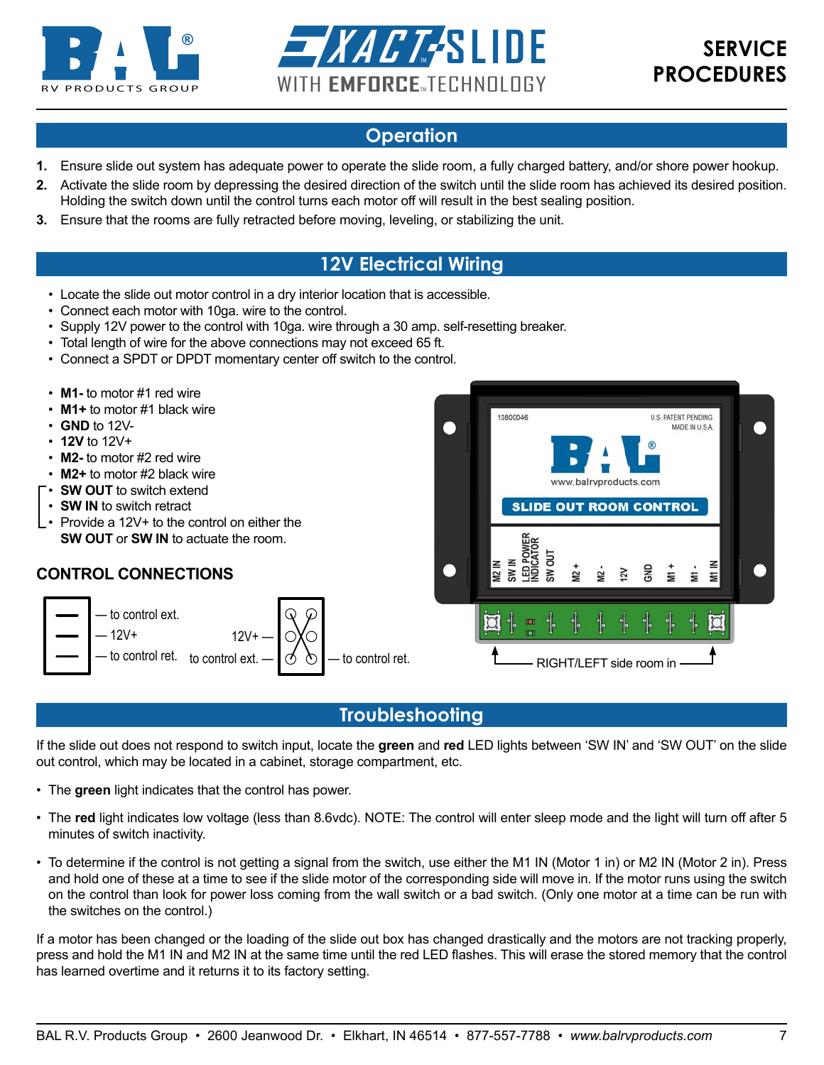# SERVICE PROCEDURES

## Operation

1. Ensure slide out system has adequate power to operate the slide room, a fully charged battery, and/or shore power hookup.
2. Activate the slide room by depressing the desired direction of the switch until the slide room has achieved its desired position. Holding the switch down until the control turns each motor off will result in the best sealing position.
3. Ensure that the rooms are fully retracted before moving, leveling, or stabilizing the unit.

## 12V Electrical Wiring

- Locate the slide out motor control in a dry interior location that is accessible.
- Connect each motor with 10ga. wire to the control.
- Supply 12V power to the control with 10ga. wire through a 30 amp. self-resetting breaker.
- Total length of wire for the above connections may not exceed 65 ft.
- Connect a SPDT or DPDT momentary center off switch to the control.

- **M1-** to motor #1 red wire
- **M1+** to motor #1 black wire
- **GND** to 12V-
- **12V** to 12V+
- **M2-** to motor #2 red wire
- **M2+** to motor #2 black wire
- **SW OUT** to switch extend
- **SW IN** to switch retract
- Provide a 12V+ to the control on either the **SW OUT** or **SW IN** to actuate the room.

### CONTROL CONNECTIONS

— to control ext.
— 12V+
— to control ret.

12V+ —
to control ext. —
— to control ret.

10800046
U.S. PATENT PENDING
MADE IN U.S.A.
www.balrvproducts.com
SLIDE OUT ROOM CONTROL

M2 IN, SW IN, LED POWER INDICATOR, SW OUT, M2 +, M2 -, 12V, GND, M1 +, M1 -, M1 IN

RIGHT/LEFT side room in

## Troubleshooting

If the slide out does not respond to switch input, locate the **green** and **red** LED lights between 'SW IN' and 'SW OUT' on the slide out control, which may be located in a cabinet, storage compartment, etc.

- The **green** light indicates that the control has power.
- The **red** light indicates low voltage (less than 8.6vdc). NOTE: The control will enter sleep mode and the light will turn off after 5 minutes of switch inactivity.
- To determine if the control is not getting a signal from the switch, use either the M1 IN (Motor 1 in) or M2 IN (Motor 2 in). Press and hold one of these at a time to see if the slide motor of the corresponding side will move in. If the motor runs using the switch on the control than look for power loss coming from the wall switch or a bad switch. (Only one motor at a time can be run with the switches on the control.)

If a motor has been changed or the loading of the slide out box has changed drastically and the motors are not tracking properly, press and hold the M1 IN and M2 IN at the same time until the red LED flashes. This will erase the stored memory that the control has learned overtime and it returns it to its factory setting.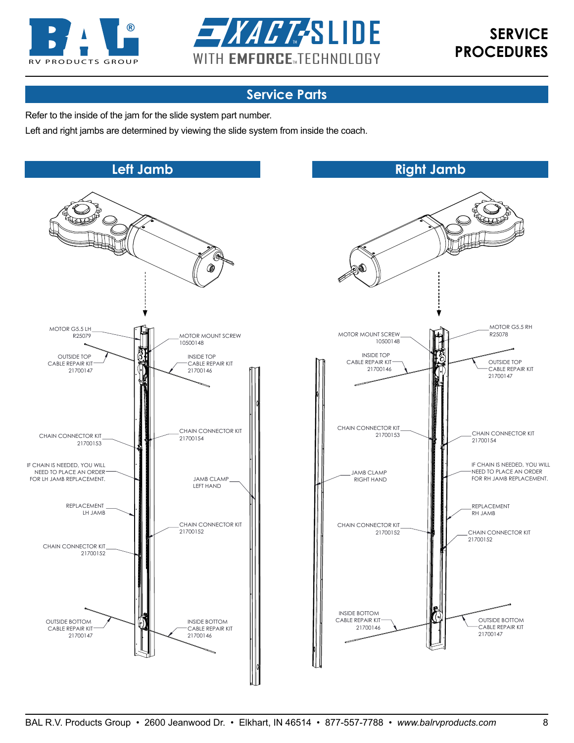# Service Parts

Refer to the inside of the jam for the slide system part number.

Left and right jambs are determined by viewing the slide system from inside the coach.

## Left Jamb

MOTOR G5.5 LH
R25079

MOTOR MOUNT SCREW
10500148

OUTSIDE TOP
CABLE REPAIR KIT
21700147

INSIDE TOP
CABLE REPAIR KIT
21700146

CHAIN CONNECTOR KIT
21700153

CHAIN CONNECTOR KIT
21700154

IF CHAIN IS NEEDED, YOU WILL NEED TO PLACE AN ORDER FOR LH JAMB REPLACEMENT.

JAMB CLAMP
LEFT HAND

REPLACEMENT
LH JAMB

CHAIN CONNECTOR KIT
21700152

CHAIN CONNECTOR KIT
21700152

OUTSIDE BOTTOM
CABLE REPAIR KIT
21700147

INSIDE BOTTOM
CABLE REPAIR KIT
21700146

## Right Jamb

MOTOR G5.5 RH
R25078

MOTOR MOUNT SCREW
10500148

INSIDE TOP
CABLE REPAIR KIT
21700146

OUTSIDE TOP
CABLE REPAIR KIT
21700147

CHAIN CONNECTOR KIT
21700153

CHAIN CONNECTOR KIT
21700154

JAMB CLAMP
RIGHT HAND

IF CHAIN IS NEEDED, YOU WILL NEED TO PLACE AN ORDER FOR RH JAMB REPLACEMENT.

REPLACEMENT
RH JAMB

CHAIN CONNECTOR KIT
21700152

CHAIN CONNECTOR KIT
21700152

INSIDE BOTTOM
CABLE REPAIR KIT
21700146

OUTSIDE BOTTOM
CABLE REPAIR KIT
21700147